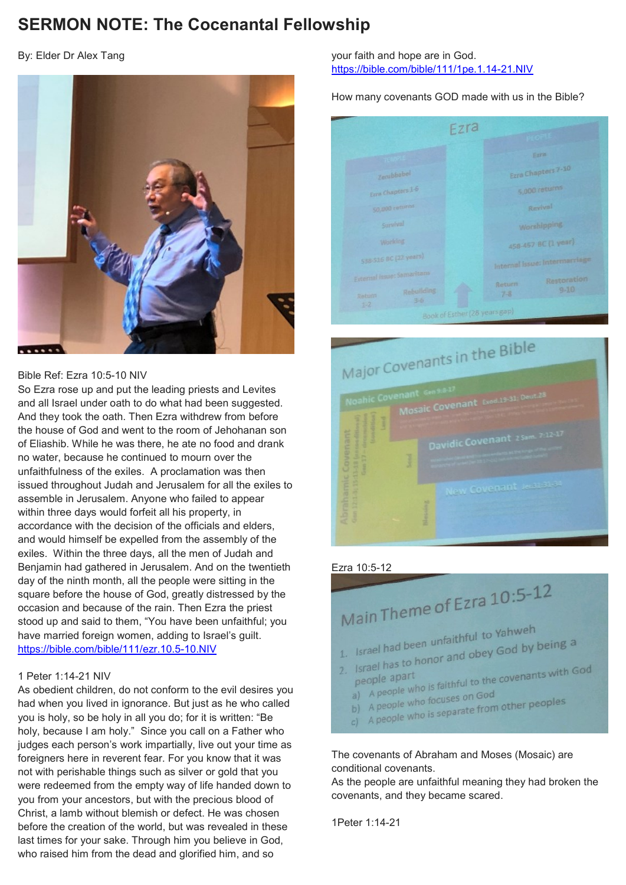# SERMON NOTE: The Cocenantal Fellowship

By: Elder Dr Alex Tang

Bible Ref: Ezra 10:5-10 NIV

So Ezra rose up and put the leading priests and Levites and all Israel under oath to do what had been suggested. And they took the oath. Then Ezra withdrew from before the house of God and went to the room of Jehohanan son of Eliashib. While he was there, he ate no food and drank no water, because he continued to mourn over the unfaithfulness of the exiles. A proclamation was then issued throughout Judah and Jerusalem for all the exiles to assemble in Jerusalem. Anyone who failed to appear within three days would forfeit all his property, in accordance with the decision of the officials and elders, and would himself be expelled from the assembly of the exiles. Within the three days, all the men of Judah and Benjamin had gathered in Jerusalem. And on the twentieth day of the ninth month, all the people were sitting in the square before the house of God, greatly distressed by the occasion and because of the rain. Then Ezra the priest stood up and said to them, "You have been unfaithful; you have married foreign women, adding to Israel's guilt.
https://bible.com/bible/111/ezr.10.5-10.NIV

1 Peter 1:14-21 NIV

As obedient children, do not conform to the evil desires you had when you lived in ignorance. But just as he who called you is holy, so be holy in all you do; for it is written: "Be holy, because I am holy." Since you call on a Father who judges each person's work impartially, live out your time as foreigners here in reverent fear. For you know that it was not with perishable things such as silver or gold that you were redeemed from the empty way of life handed down to you from your ancestors, but with the precious blood of Christ, a lamb without blemish or defect. He was chosen before the creation of the world, but was revealed in these last times for your sake. Through him you believe in God, who raised him from the dead and glorified him, and so your faith and hope are in God.
https://bible.com/bible/111/1pe.1.14-21.NIV

How many covenants GOD made with us in the Bible?

Ezra 10:5-12

The covenants of Abraham and Moses (Mosaic) are conditional covenants.

As the people are unfaithful meaning they had broken the covenants, and they became scared.

1Peter 1:14-21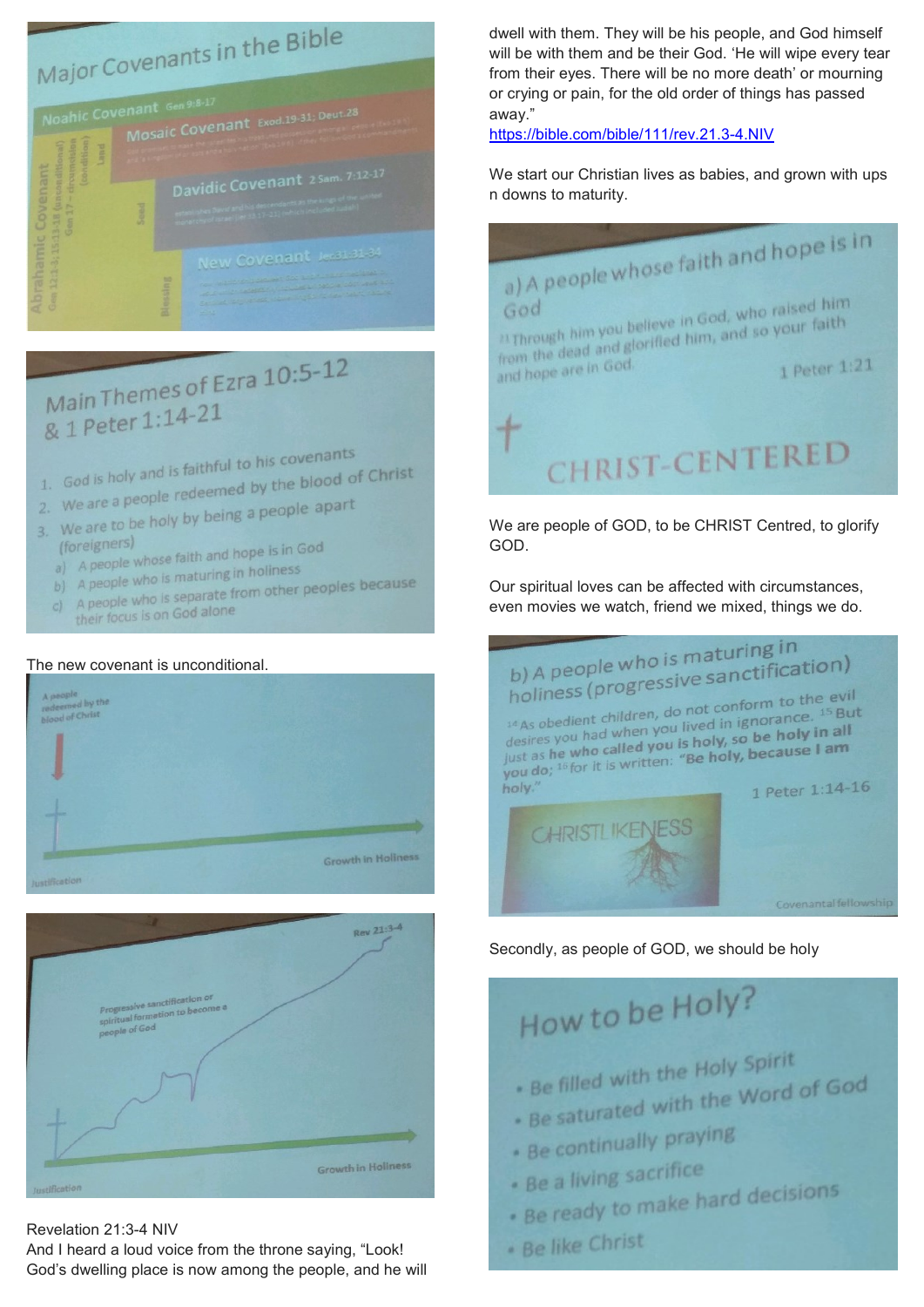Major Covenants in the Bible

Noahic Covenant Gen 9:8-17

Mosaic Covenant Exod.19-31; Deut.28

Davidic Covenant 2 Sam. 7:12-17

New Covenant Jer.31:31-34

Abrahamic Covenant Gen 12:1-3; 15:13-18 (unconditional) Gen 17 – circumcision (condition)

Land

Seed

Blessing

Main Themes of Ezra 10:5-12 & 1 Peter 1:14-21

1. God is holy and is faithful to his covenants
2. We are a people redeemed by the blood of Christ
3. We are to be holy by being a people apart (foreigners)
   a) A people whose faith and hope is in God
   b) A people who is maturing in holiness
   c) A people who is separate from other peoples because their focus is on God alone

The new covenant is unconditional.

A people redeemed by the blood of Christ

Justification

Growth in Holiness

Rev 21:3-4

Progressive sanctification or spiritual formation to become a people of God

Justification

Growth in Holiness

Revelation 21:3-4 NIV

And I heard a loud voice from the throne saying, "Look! God's dwelling place is now among the people, and he will dwell with them. They will be his people, and God himself will be with them and be their God. 'He will wipe every tear from their eyes. There will be no more death' or mourning or crying or pain, for the old order of things has passed away."

https://bible.com/bible/111/rev.21.3-4.NIV

We start our Christian lives as babies, and grown with ups n downs to maturity.

a) A people whose faith and hope is in God

[21] Through him you believe in God, who raised him from the dead and glorified him, and so your faith and hope are in God.

1 Peter 1:21

CHRIST-CENTERED

We are people of GOD, to be CHRIST Centred, to glorify GOD.

Our spiritual loves can be affected with circumstances, even movies we watch, friend we mixed, things we do.

b) A people who is maturing in holiness (progressive sanctification)

[14] As obedient children, do not conform to the evil desires you had when you lived in ignorance. [15] But just as he who called you is holy, so be holy in all you do; [16] for it is written: "Be holy, because I am holy."

1 Peter 1:14-16

CHRISTLIKENESS

Covenantal fellowship

Secondly, as people of GOD, we should be holy

How to be Holy?

- Be filled with the Holy Spirit
- Be saturated with the Word of God
- Be continually praying
- Be a living sacrifice
- Be ready to make hard decisions
- Be like Christ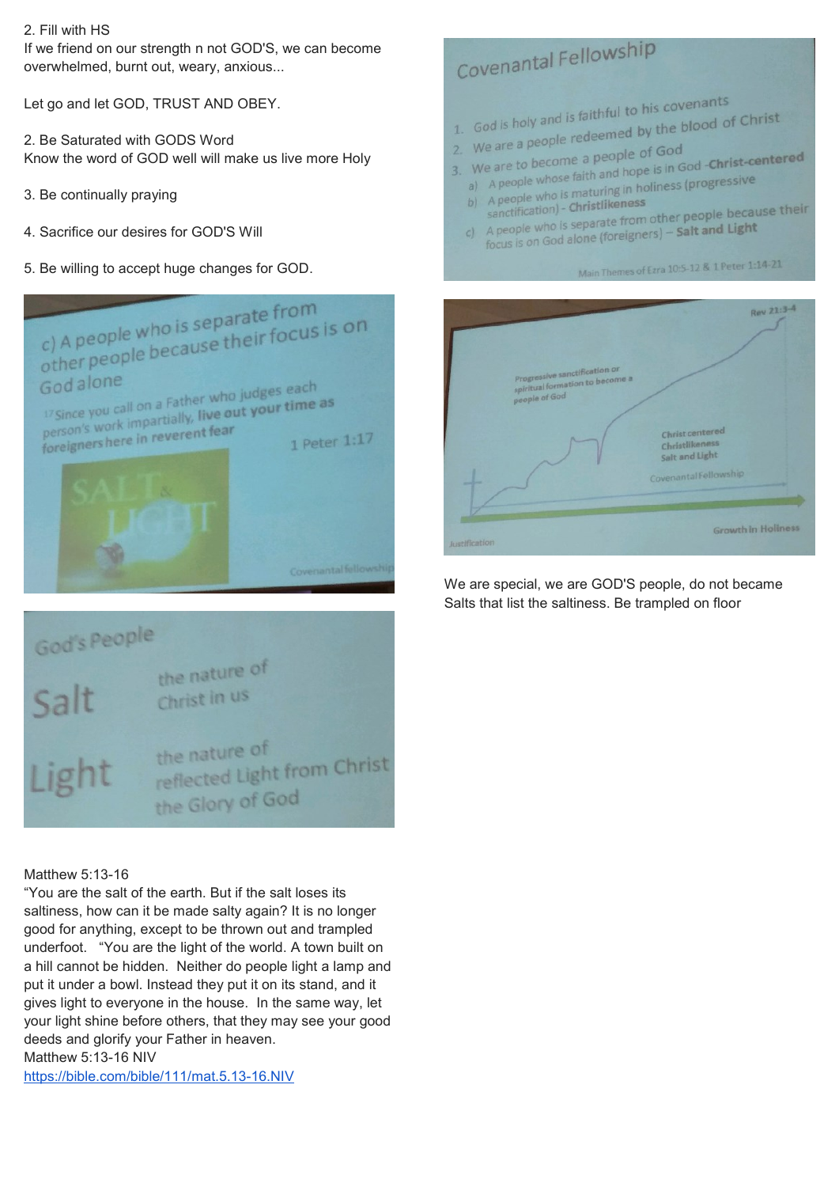2. Fill with HS
If we friend on our strength n not GOD'S, we can become overwhelmed, burnt out, weary, anxious...

Let go and let GOD, TRUST AND OBEY.

2. Be Saturated with GODS Word
Know the word of GOD well will make us live more Holy

3. Be continually praying

4. Sacrifice our desires for GOD'S Will

5. Be willing to accept huge changes for GOD.

c) A people who is separate from other people because their focus is on God alone

17 Since you call on a Father who judges each person's work impartially, live out your time as foreigners here in reverent fear

1 Peter 1:17

SALT & LIGHT

Covenantal fellowship

God's People

Salt — the nature of Christ in us

Light — the nature of reflected Light from Christ the Glory of God

Matthew 5:13-16
“You are the salt of the earth. But if the salt loses its saltiness, how can it be made salty again? It is no longer good for anything, except to be thrown out and trampled underfoot. “You are the light of the world. A town built on a hill cannot be hidden. Neither do people light a lamp and put it under a bowl. Instead they put it on its stand, and it gives light to everyone in the house. In the same way, let your light shine before others, that they may see your good deeds and glorify your Father in heaven.
Matthew 5:13-16 NIV
https://bible.com/bible/111/mat.5.13-16.NIV

## Covenantal Fellowship

1. God is holy and is faithful to his covenants
2. We are a people redeemed by the blood of Christ
3. We are to become a people of God
   a) A people whose faith and hope is in God -**Christ-centered**
   b) A people who is maturing in holiness (progressive sanctification) - **Christlikeness**
   c) A people who is separate from other people because their focus is on God alone (foreigners) – **Salt and Light**

Main Themes of Ezra 10:5-12 & 1 Peter 1:14-21

Rev 21:3-4

Progressive sanctification or spiritual formation to become a people of God

Christ centered
Christlikeness
Salt and Light

Covenantal Fellowship

Justification

Growth in Holiness

We are special, we are GOD'S people, do not became Salts that list the saltiness. Be trampled on floor